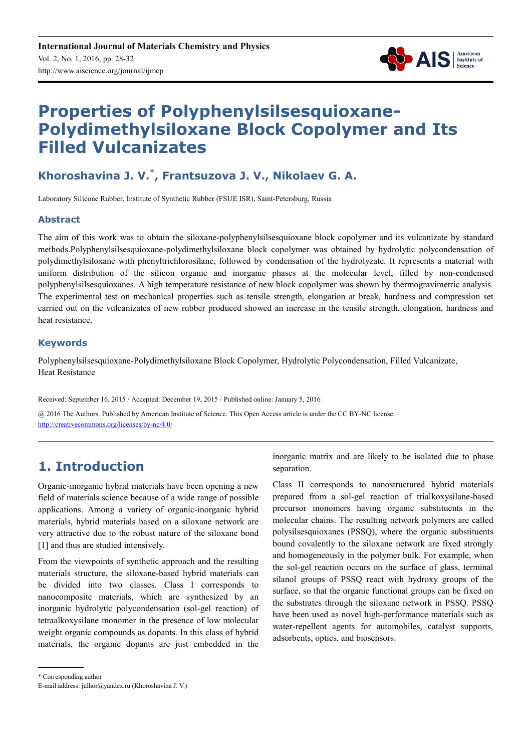# Properties of Polyphenylsilsesquioxane-Polydimethylsiloxane Block Copolymer and Its Filled Vulcanizates

**Khoroshavina J. V.[*], Frantsuzova J. V., Nikolaev G. A.**

Laboratory Silicone Rubber, Institute of Synthetic Rubber (FSUE ISR), Saint-Petersburg, Russia

## Abstract

The aim of this work was to obtain the siloxane-polyphenylsilsesquioxane block copolymer and its vulcanizate by standard methods.Polyphenylsilsesquioxane-polydimethylsiloxane block copolymer was obtained by hydrolytic polycondensation of polydimethylsiloxane with phenyltrichlorosilane, followed by condensation of the hydrolyzate. It represents a material with uniform distribution of the silicon organic and inorganic phases at the molecular level, filled by non-condensed polyphenylsilsesquioxanes. A high temperature resistance of new block copolymer was shown by thermogravimetric analysis. The experimental test on mechanical properties such as tensile strength, elongation at break, hardness and compression set carried out on the vulcanizates of new rubber produced showed an increase in the tensile strength, elongation, hardness and heat resistance.

## Keywords

Polyphenylsilsesquioxane-Polydimethylsiloxane Block Copolymer, Hydrolytic Polycondensation, Filled Vulcanizate, Heat Resistance

Received: September 16, 2015 / Accepted: December 19, 2015 / Published online: January 5, 2016

@ 2016 The Authors. Published by American Institute of Science. This Open Access article is under the CC BY-NC license. http://creativecommons.org/licenses/by-nc/4.0/

## 1. Introduction

Organic-inorganic hybrid materials have been opening a new field of materials science because of a wide range of possible applications. Among a variety of organic-inorganic hybrid materials, hybrid materials based on a siloxane network are very attractive due to the robust nature of the siloxane bond [1] and thus are studied intensively.

From the viewpoints of synthetic approach and the resulting materials structure, the siloxane-based hybrid materials can be divided into two classes. Class I corresponds to nanocomposite materials, which are synthesized by an inorganic hydrolytic polycondensation (sol-gel reaction) of tetraalkoxysilane monomer in the presence of low molecular weight organic compounds as dopants. In this class of hybrid materials, the organic dopants are just embedded in the inorganic matrix and are likely to be isolated due to phase separation.

Class II corresponds to nanostructured hybrid materials prepared from a sol-gel reaction of trialkoxysilane-based precursor monomers having organic substituents in the molecular chains. The resulting network polymers are called polysilsesquioxanes (PSSQ), where the organic substituents bound covalently to the siloxane network are fixed strongly and homogeneously in the polymer bulk. For example, when the sol-gel reaction occurs on the surface of glass, terminal silanol groups of PSSQ react with hydroxy groups of the surface, so that the organic functional groups can be fixed on the substrates through the siloxane network in PSSQ. PSSQ have been used as novel high-performance materials such as water-repellent agents for automobiles, catalyst supports, adsorbents, optics, and biosensors.

\* Corresponding author

E-mail address: julhor@yandex.ru (Khoroshavina J. V.)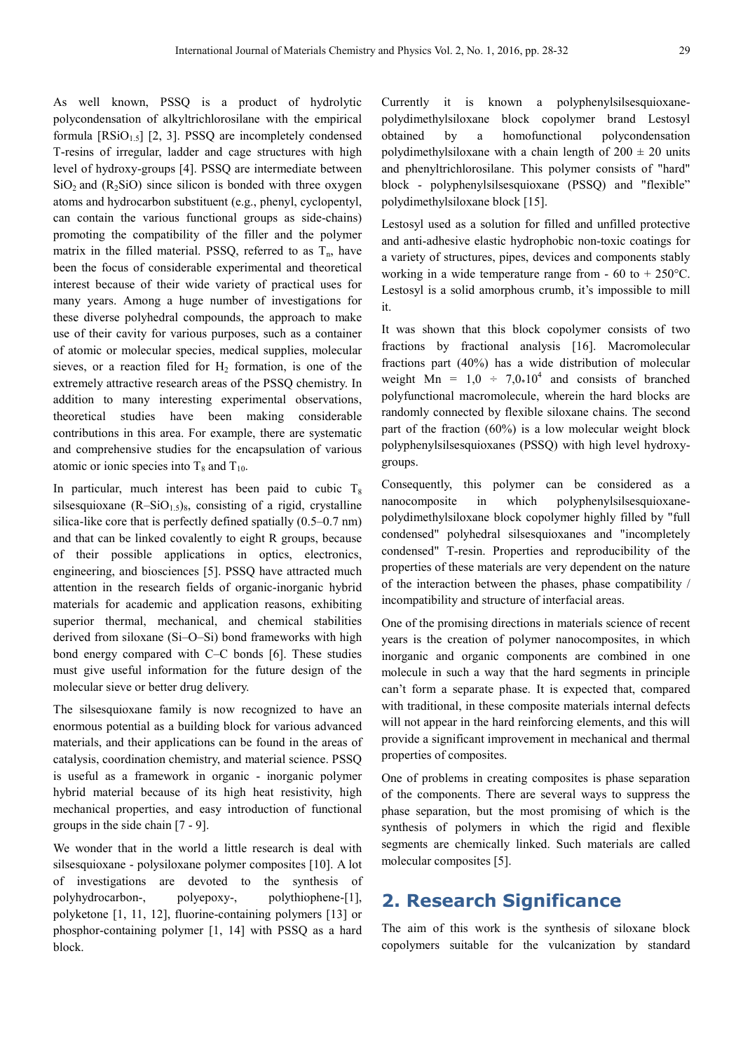As well known, PSSQ is a product of hydrolytic polycondensation of alkyltrichlorosilane with the empirical formula [$RSiO_{1.5}$] [2, 3]. PSSQ are incompletely condensed T-resins of irregular, ladder and cage structures with high level of hydroxy-groups [4]. PSSQ are intermediate between $SiO_2$ and ($R_2SiO$) since silicon is bonded with three oxygen atoms and hydrocarbon substituent (e.g., phenyl, cyclopentyl, can contain the various functional groups as side-chains) promoting the compatibility of the filler and the polymer matrix in the filled material. PSSQ, referred to as $T_n$, have been the focus of considerable experimental and theoretical interest because of their wide variety of practical uses for many years. Among a huge number of investigations for these diverse polyhedral compounds, the approach to make use of their cavity for various purposes, such as a container of atomic or molecular species, medical supplies, molecular sieves, or a reaction filed for $H_2$ formation, is one of the extremely attractive research areas of the PSSQ chemistry. In addition to many interesting experimental observations, theoretical studies have been making considerable contributions in this area. For example, there are systematic and comprehensive studies for the encapsulation of various atomic or ionic species into $T_8$ and $T_{10}$.

In particular, much interest has been paid to cubic $T_8$ silsesquioxane $(R–SiO_{1.5})_8$, consisting of a rigid, crystalline silica-like core that is perfectly defined spatially (0.5–0.7 nm) and that can be linked covalently to eight R groups, because of their possible applications in optics, electronics, engineering, and biosciences [5]. PSSQ have attracted much attention in the research fields of organic-inorganic hybrid materials for academic and application reasons, exhibiting superior thermal, mechanical, and chemical stabilities derived from siloxane (Si–O–Si) bond frameworks with high bond energy compared with C–C bonds [6]. These studies must give useful information for the future design of the molecular sieve or better drug delivery.

The silsesquioxane family is now recognized to have an enormous potential as a building block for various advanced materials, and their applications can be found in the areas of catalysis, coordination chemistry, and material science. PSSQ is useful as a framework in organic - inorganic polymer hybrid material because of its high heat resistivity, high mechanical properties, and easy introduction of functional groups in the side chain [7 - 9].

We wonder that in the world a little research is deal with silsesquioxane - polysiloxane polymer composites [10]. A lot of investigations are devoted to the synthesis of polyhydrocarbon-, polyepoxy-, polythiophene-[1], polyketone [1, 11, 12], fluorine-containing polymers [13] or phosphor-containing polymer [1, 14] with PSSQ as a hard block.

Currently it is known a polyphenylsilsesquioxane-polydimethylsiloxane block copolymer brand Lestosyl obtained by a homofunctional polycondensation polydimethylsiloxane with a chain length of 200 ± 20 units and phenyltrichlorosilane. This polymer consists of "hard" block - polyphenylsilsesquioxane (PSSQ) and "flexible" polydimethylsiloxane block [15].

Lestosyl used as a solution for filled and unfilled protective and anti-adhesive elastic hydrophobic non-toxic coatings for a variety of structures, pipes, devices and components stably working in a wide temperature range from - 60 to + 250°C. Lestosyl is a solid amorphous crumb, it's impossible to mill it.

It was shown that this block copolymer consists of two fractions by fractional analysis [16]. Macromolecular fractions part (40%) has a wide distribution of molecular weight $Mn = 1{,}0 \div 7{,}0{*}10^4$ and consists of branched polyfunctional macromolecule, wherein the hard blocks are randomly connected by flexible siloxane chains. The second part of the fraction (60%) is a low molecular weight block polyphenylsilsesquioxanes (PSSQ) with high level hydroxy-groups.

Consequently, this polymer can be considered as a nanocomposite in which polyphenylsilsesquioxane-polydimethylsiloxane block copolymer highly filled by "full condensed" polyhedral silsesquioxanes and "incompletely condensed" T-resin. Properties and reproducibility of the properties of these materials are very dependent on the nature of the interaction between the phases, phase compatibility / incompatibility and structure of interfacial areas.

One of the promising directions in materials science of recent years is the creation of polymer nanocomposites, in which inorganic and organic components are combined in one molecule in such a way that the hard segments in principle can't form a separate phase. It is expected that, compared with traditional, in these composite materials internal defects will not appear in the hard reinforcing elements, and this will provide a significant improvement in mechanical and thermal properties of composites.

One of problems in creating composites is phase separation of the components. There are several ways to suppress the phase separation, but the most promising of which is the synthesis of polymers in which the rigid and flexible segments are chemically linked. Such materials are called molecular composites [5].

## 2. Research Significance

The aim of this work is the synthesis of siloxane block copolymers suitable for the vulcanization by standard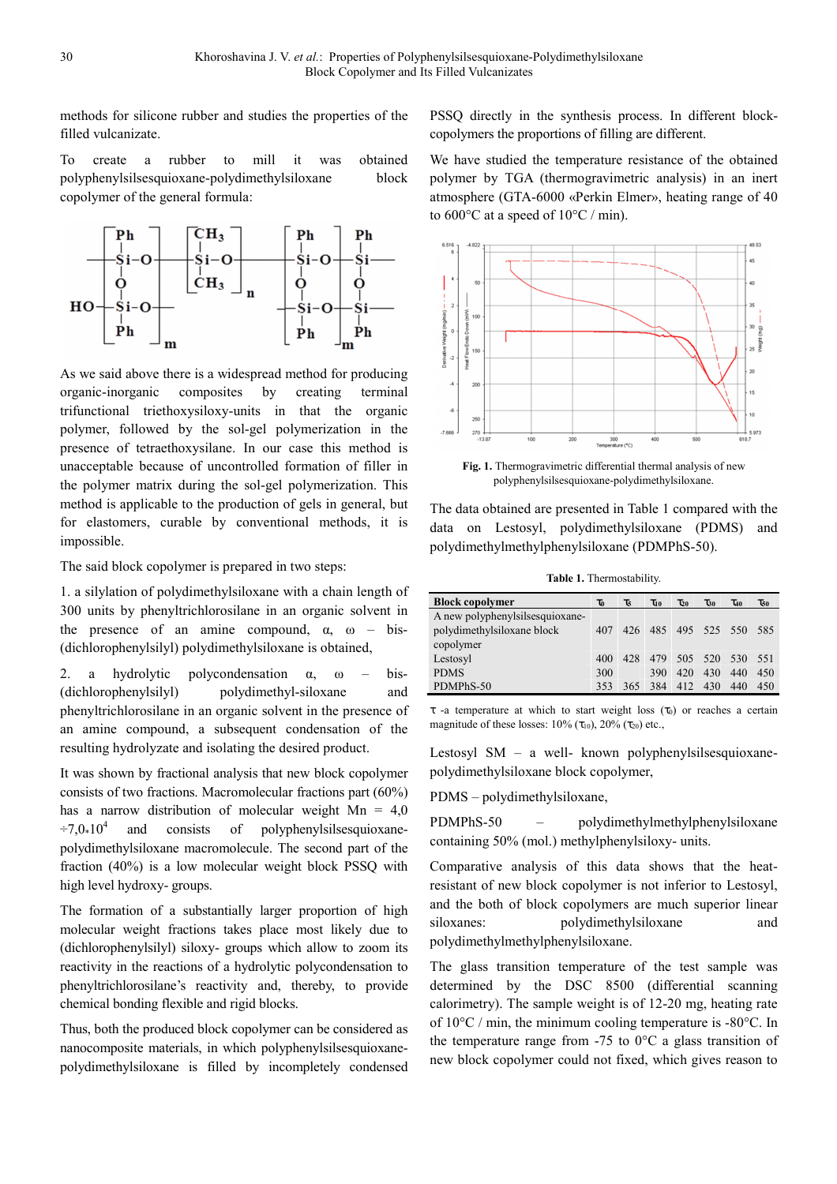methods for silicone rubber and studies the properties of the filled vulcanizate.

To create a rubber to mill it was obtained polyphenylsilsesquioxane-polydimethylsiloxane block copolymer of the general formula:

$$\mathrm{HO}-\left[\begin{array}{c}\mathrm{Ph}\\|\\-\mathrm{Si}-\mathrm{O}-\\|\\\mathrm{O}\\|\\-\mathrm{Si}-\mathrm{O}-\\|\\\mathrm{Ph}\end{array}\right]_m-\left[\begin{array}{c}\mathrm{CH_3}\\|\\-\mathrm{Si}-\mathrm{O}-\\|\\\mathrm{CH_3}\end{array}\right]_n-\left[\begin{array}{cc}\mathrm{Ph} & \mathrm{Ph}\\| & |\\-\mathrm{Si}-\mathrm{O}- & \mathrm{Si}-\\| & |\\\mathrm{O} & \mathrm{O}\\| & |\\-\mathrm{Si}-\mathrm{O}- & \mathrm{Si}-\\| & |\\\mathrm{Ph} & \mathrm{Ph}\end{array}\right]_m$$

As we said above there is a widespread method for producing organic-inorganic composites by creating terminal trifunctional triethoxysiloxy-units in that the organic polymer, followed by the sol-gel polymerization in the presence of tetraethoxysilane. In our case this method is unacceptable because of uncontrolled formation of filler in the polymer matrix during the sol-gel polymerization. This method is applicable to the production of gels in general, but for elastomers, curable by conventional methods, it is impossible.

The said block copolymer is prepared in two steps:

1. a silylation of polydimethylsiloxane with a chain length of 300 units by phenyltrichlorosilane in an organic solvent in the presence of an amine compound, α, ω – bis-(dichlorophenylsilyl) polydimethylsiloxane is obtained,

2. a hydrolytic polycondensation α, ω – bis-(dichlorophenylsilyl) polydimethyl-siloxane and phenyltrichlorosilane in an organic solvent in the presence of an amine compound, a subsequent condensation of the resulting hydrolyzate and isolating the desired product.

It was shown by fractional analysis that new block copolymer consists of two fractions. Macromolecular fractions part (60%) has a narrow distribution of molecular weight Mn = $4{,}0 \div 7{,}0 \cdot 10^4$ and consists of polyphenylsilsesquioxane-polydimethylsiloxane macromolecule. The second part of the fraction (40%) is a low molecular weight block PSSQ with high level hydroxy- groups.

The formation of a substantially larger proportion of high molecular weight fractions takes place most likely due to (dichlorophenylsilyl) siloxy- groups which allow to zoom its reactivity in the reactions of a hydrolytic polycondensation to phenyltrichlorosilane's reactivity and, thereby, to provide chemical bonding flexible and rigid blocks.

Thus, both the produced block copolymer can be considered as nanocomposite materials, in which polyphenylsilsesquioxane-polydimethylsiloxane is filled by incompletely condensed PSSQ directly in the synthesis process. In different block-copolymers the proportions of filling are different.

We have studied the temperature resistance of the obtained polymer by TGA (thermogravimetric analysis) in an inert atmosphere (GTA-6000 «Perkin Elmer», heating range of 40 to 600°C at a speed of 10°C / min).

**Fig. 1.** Thermogravimetric differential thermal analysis of new polyphenylsilsesquioxane-polydimethylsiloxane.

The data obtained are presented in Table 1 compared with the data on Lestosyl, polydimethylsiloxane (PDMS) and polydimethylmethylphenylsiloxane (PDMPhS-50).

**Table 1.** Thermostability.

| Block copolymer | $\tau_0$ | $\tau_5$ | $\tau_{10}$ | $\tau_{20}$ | $\tau_{30}$ | $\tau_{40}$ | $\tau_{50}$ |
|---|---|---|---|---|---|---|---|
| A new polyphenylsilsesquioxane-polydimethylsiloxane block copolymer | 407 | 426 | 485 | 495 | 525 | 550 | 585 |
| Lestosyl | 400 | 428 | 479 | 505 | 520 | 530 | 551 |
| PDMS | 300 | | 390 | 420 | 430 | 440 | 450 |
| PDMPhS-50 | 353 | 365 | 384 | 412 | 430 | 440 | 450 |

τ -a temperature at which to start weight loss ($\tau_0$) or reaches a certain magnitude of these losses: 10% ($\tau_{10}$), 20% ($\tau_{20}$) etc.,

Lestosyl SM – a well- known polyphenylsilsesquioxane-polydimethylsiloxane block copolymer,

PDMS – polydimethylsiloxane,

PDMPhS-50 – polydimethylmethylphenylsiloxane containing 50% (mol.) methylphenylsiloxy- units.

Comparative analysis of this data shows that the heat-resistant of new block copolymer is not inferior to Lestosyl, and the both of block copolymers are much superior linear siloxanes: polydimethylsiloxane and polydimethylmethylphenylsiloxane.

The glass transition temperature of the test sample was determined by the DSC 8500 (differential scanning calorimetry). The sample weight is of 12-20 mg, heating rate of 10°C / min, the minimum cooling temperature is -80°C. In the temperature range from -75 to 0°C a glass transition of new block copolymer could not fixed, which gives reason to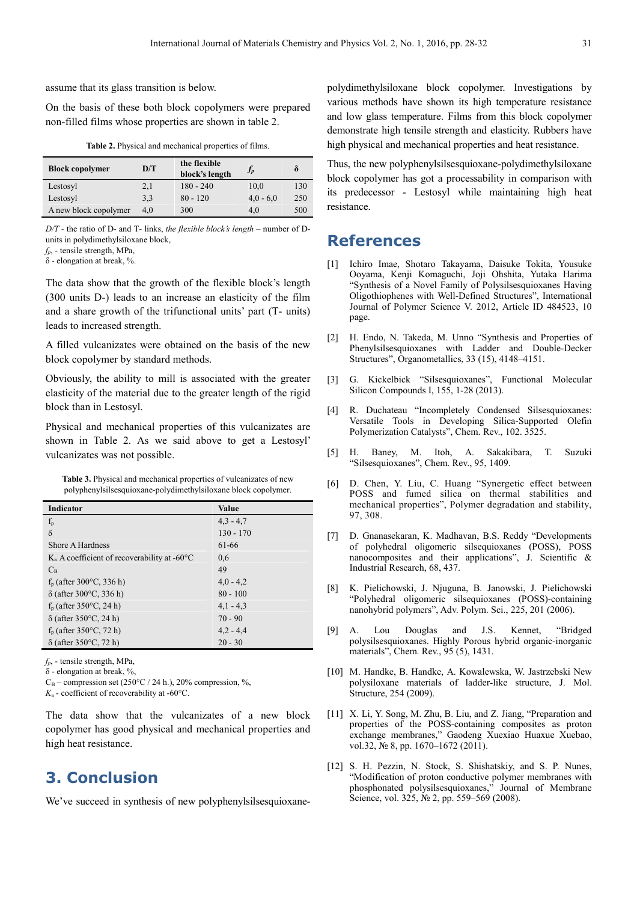assume that its glass transition is below.

On the basis of these both block copolymers were prepared non-filled films whose properties are shown in table 2.

**Table 2.** Physical and mechanical properties of films.

| Block copolymer | D/T | the flexible block's length | $f_p$ | δ |
|---|---|---|---|---|
| Lestosyl | 2,1 | 180 - 240 | 10,0 | 130 |
| Lestosyl | 3,3 | 80 - 120 | 4,0 - 6,0 | 250 |
| A new block copolymer | 4,0 | 300 | 4,0 | 500 |

*D/T* - the ratio of D- and T- links, *the flexible block's length* – number of D-units in polydimethylsiloxane block,
$f_p$, - tensile strength, MPa,
δ - elongation at break, %.

The data show that the growth of the flexible block's length (300 units D-) leads to an increase an elasticity of the film and a share growth of the trifunctional units' part (T- units) leads to increased strength.

A filled vulcanizates were obtained on the basis of the new block copolymer by standard methods.

Obviously, the ability to mill is associated with the greater elasticity of the material due to the greater length of the rigid block than in Lestosyl.

Physical and mechanical properties of this vulcanizates are shown in Table 2. As we said above to get a Lestosyl' vulcanizates was not possible.

**Table 3.** Physical and mechanical properties of vulcanizates of new polyphenylsilsesquioxane-polydimethylsiloxane block copolymer.

| Indicator | Value |
|---|---|
| $f_p$ | 4,3 - 4,7 |
| δ | 130 - 170 |
| Shore A Hardness | 61-66 |
| $K_в$ A coefficient of recoverability at -60°C | 0,6 |
| $C_B$ | 49 |
| $f_p$ (after 300°C, 336 h) | 4,0 - 4,2 |
| δ (after 300°C, 336 h) | 80 - 100 |
| $f_p$ (after 350°C, 24 h) | 4,1 - 4,3 |
| δ (after 350°C, 24 h) | 70 - 90 |
| $f_p$ (after 350°C, 72 h) | 4,2 - 4,4 |
| δ (after 350°C, 72 h) | 20 - 30 |

$f_p$, - tensile strength, MPa,
δ - elongation at break, %,
$C_B$ – compression set (250°C / 24 h.), 20% compression, %,
$K_в$ - coefficient of recoverability at -60°C.

The data show that the vulcanizates of a new block copolymer has good physical and mechanical properties and high heat resistance.

## 3. Conclusion

We've succeed in synthesis of new polyphenylsilsesquioxane-polydimethylsiloxane block copolymer. Investigations by various methods have shown its high temperature resistance and low glass temperature. Films from this block copolymer demonstrate high tensile strength and elasticity. Rubbers have high physical and mechanical properties and heat resistance.

Thus, the new polyphenylsilsesquioxane-polydimethylsiloxane block copolymer has got a processability in comparison with its predecessor - Lestosyl while maintaining high heat resistance.

## References

[1] Ichiro Imae, Shotaro Takayama, Daisuke Tokita, Yousuke Ooyama, Kenji Komaguchi, Joji Ohshita, Yutaka Harima "Synthesis of a Novel Family of Polysilsesquioxanes Having Oligothiophenes with Well-Defined Structures", International Journal of Polymer Science V. 2012, Article ID 484523, 10 page.

[2] H. Endo, N. Takeda, M. Unno "Synthesis and Properties of Phenylsilsesquioxanes with Ladder and Double-Decker Structures", Organometallics, 33 (15), 4148–4151.

[3] G. Kickelbick "Silsesquioxanes", Functional Molecular Silicon Compounds I, 155, 1-28 (2013).

[4] R. Duchateau "Incompletely Condensed Silsesquioxanes: Versatile Tools in Developing Silica-Supported Olefin Polymerization Catalysts", Chem. Rev., 102. 3525.

[5] H. Baney, M. Itoh, A. Sakakibara, T. Suzuki "Silsesquioxanes", Chem. Rev., 95, 1409.

[6] D. Chen, Y. Liu, C. Huang "Synergetic effect between POSS and fumed silica on thermal stabilities and mechanical properties", Polymer degradation and stability, 97, 308.

[7] D. Gnanasekaran, K. Madhavan, B.S. Reddy "Developments of polyhedral oligomeric silsequioxanes (POSS), POSS nanocomposites and their applications", J. Scientific & Industrial Research, 68, 437.

[8] K. Pielichowski, J. Njuguna, B. Janowski, J. Pielichowski "Polyhedral oligomeric silsequioxanes (POSS)-containing nanohybrid polymers", Adv. Polym. Sci., 225, 201 (2006).

[9] A. Lou Douglas and J.S. Kennet, "Bridged polysilsesquioxanes. Highly Porous hybrid organic-inorganic materials", Chem. Rev., 95 (5), 1431.

[10] M. Handke, B. Handke, A. Kowalewska, W. Jastrzebski New polysiloxane materials of ladder-like structure, J. Mol. Structure, 254 (2009).

[11] X. Li, Y. Song, M. Zhu, B. Liu, and Z. Jiang, "Preparation and properties of the POSS-containing composites as proton exchange membranes," Gaodeng Xuexiao Huaxue Xuebao, vol.32, № 8, pp. 1670–1672 (2011).

[12] S. H. Pezzin, N. Stock, S. Shishatskiy, and S. P. Nunes, "Modification of proton conductive polymer membranes with phosphonated polysilsesquioxanes," Journal of Membrane Science, vol. 325, № 2, pp. 559–569 (2008).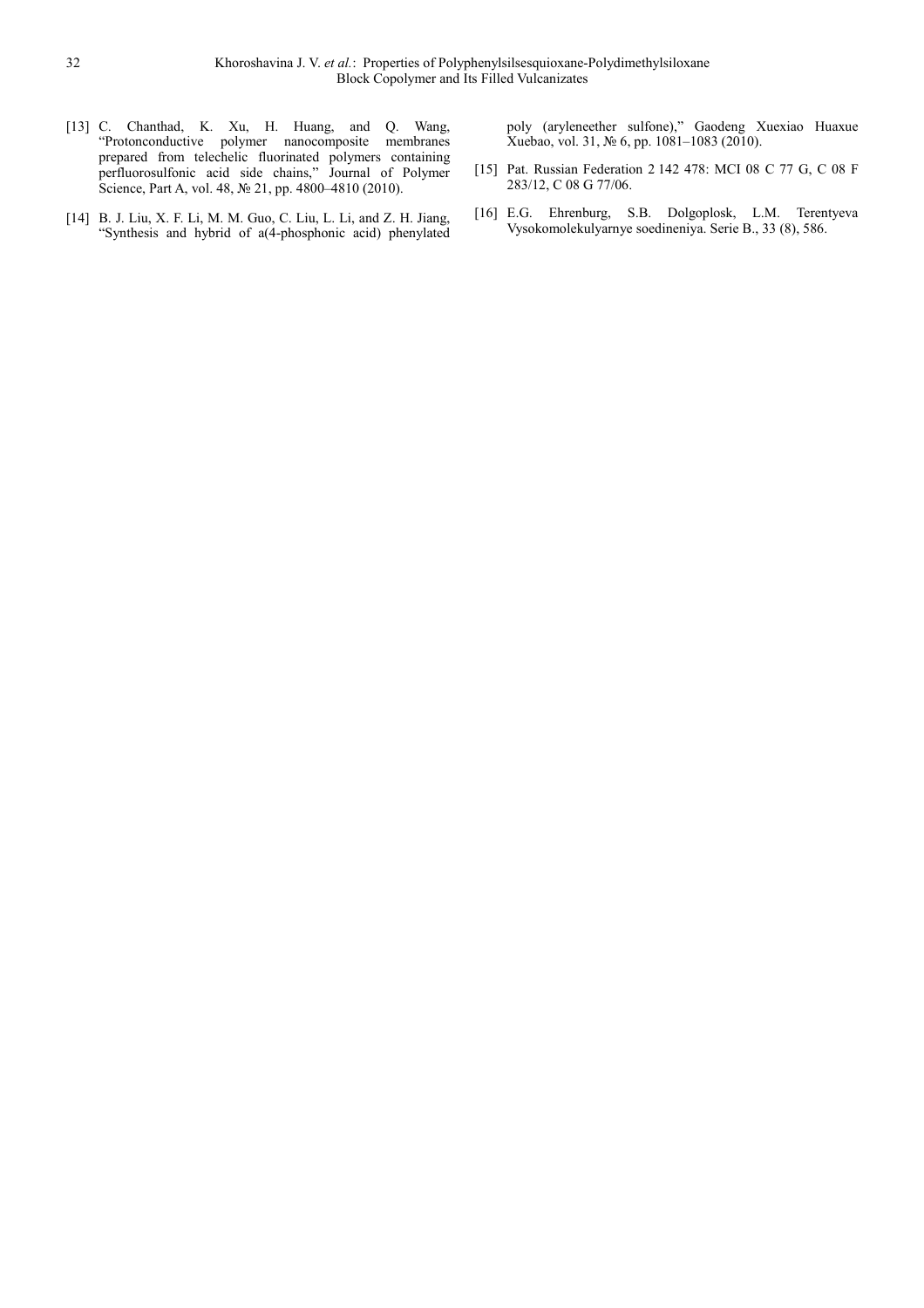[13] C. Chanthad, K. Xu, H. Huang, and Q. Wang, "Protonconductive polymer nanocomposite membranes prepared from telechelic fluorinated polymers containing perfluorosulfonic acid side chains," Journal of Polymer Science, Part A, vol. 48, № 21, pp. 4800–4810 (2010).

[14] B. J. Liu, X. F. Li, M. M. Guo, C. Liu, L. Li, and Z. H. Jiang, "Synthesis and hybrid of a(4-phosphonic acid) phenylated poly (aryleneether sulfone)," Gaodeng Xuexiao Huaxue Xuebao, vol. 31, № 6, pp. 1081–1083 (2010).

[15] Pat. Russian Federation 2 142 478: MCI 08 C 77 G, C 08 F 283/12, C 08 G 77/06.

[16] E.G. Ehrenburg, S.B. Dolgoplosk, L.M. Terentyeva Vysokomolekulyarnye soedineniya. Serie B., 33 (8), 586.